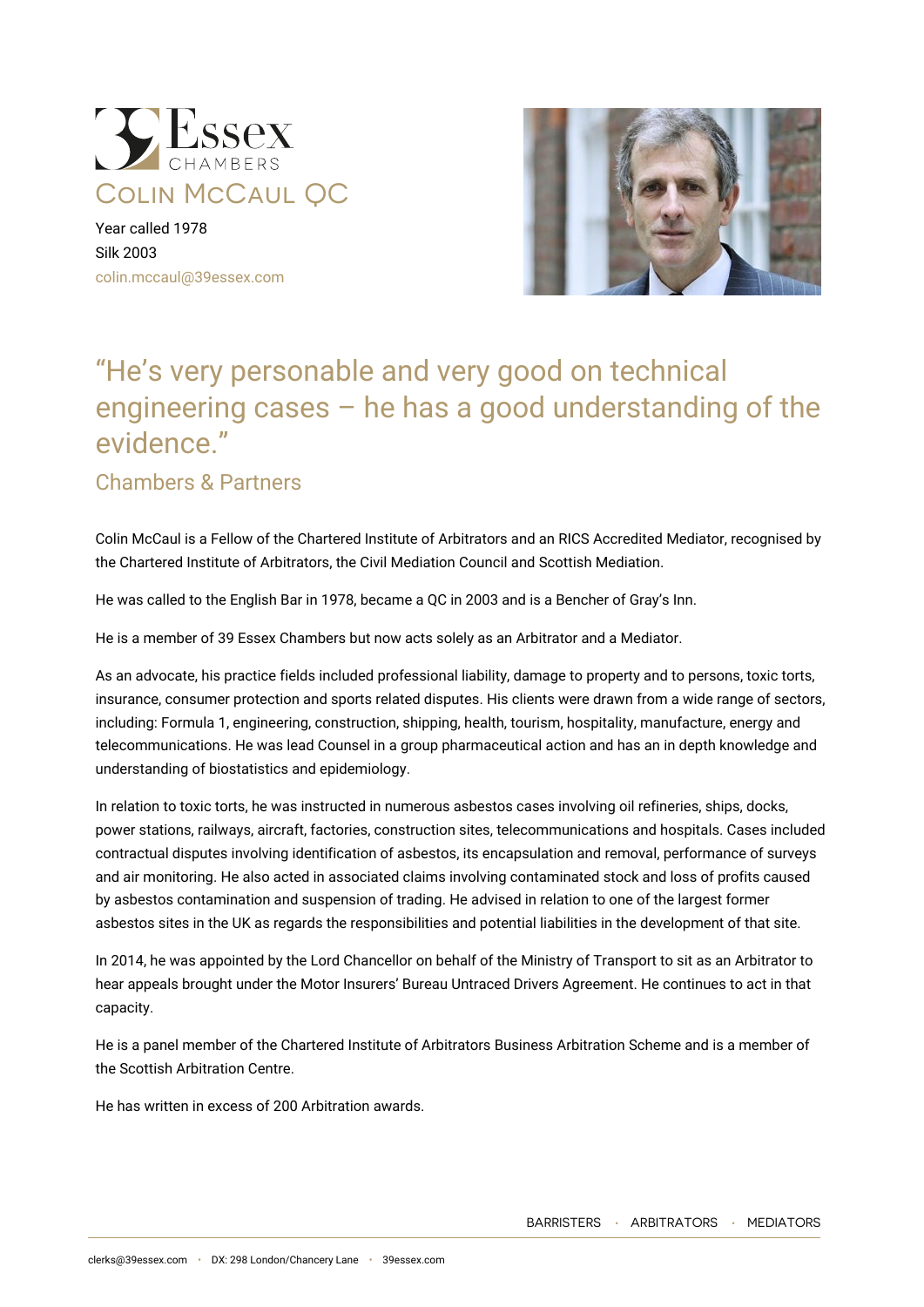# Colin McCaul QC

Year called 1978
Silk 2003
colin.mccaul@39essex.com

## "He's very personable and very good on technical engineering cases – he has a good understanding of the evidence."

### Chambers & Partners

Colin McCaul is a Fellow of the Chartered Institute of Arbitrators and an RICS Accredited Mediator, recognised by the Chartered Institute of Arbitrators, the Civil Mediation Council and Scottish Mediation.

He was called to the English Bar in 1978, became a QC in 2003 and is a Bencher of Gray's Inn.

He is a member of 39 Essex Chambers but now acts solely as an Arbitrator and a Mediator.

As an advocate, his practice fields included professional liability, damage to property and to persons, toxic torts, insurance, consumer protection and sports related disputes. His clients were drawn from a wide range of sectors, including: Formula 1, engineering, construction, shipping, health, tourism, hospitality, manufacture, energy and telecommunications. He was lead Counsel in a group pharmaceutical action and has an in depth knowledge and understanding of biostatistics and epidemiology.

In relation to toxic torts, he was instructed in numerous asbestos cases involving oil refineries, ships, docks, power stations, railways, aircraft, factories, construction sites, telecommunications and hospitals. Cases included contractual disputes involving identification of asbestos, its encapsulation and removal, performance of surveys and air monitoring. He also acted in associated claims involving contaminated stock and loss of profits caused by asbestos contamination and suspension of trading. He advised in relation to one of the largest former asbestos sites in the UK as regards the responsibilities and potential liabilities in the development of that site.

In 2014, he was appointed by the Lord Chancellor on behalf of the Ministry of Transport to sit as an Arbitrator to hear appeals brought under the Motor Insurers' Bureau Untraced Drivers Agreement. He continues to act in that capacity.

He is a panel member of the Chartered Institute of Arbitrators Business Arbitration Scheme and is a member of the Scottish Arbitration Centre.

He has written in excess of 200 Arbitration awards.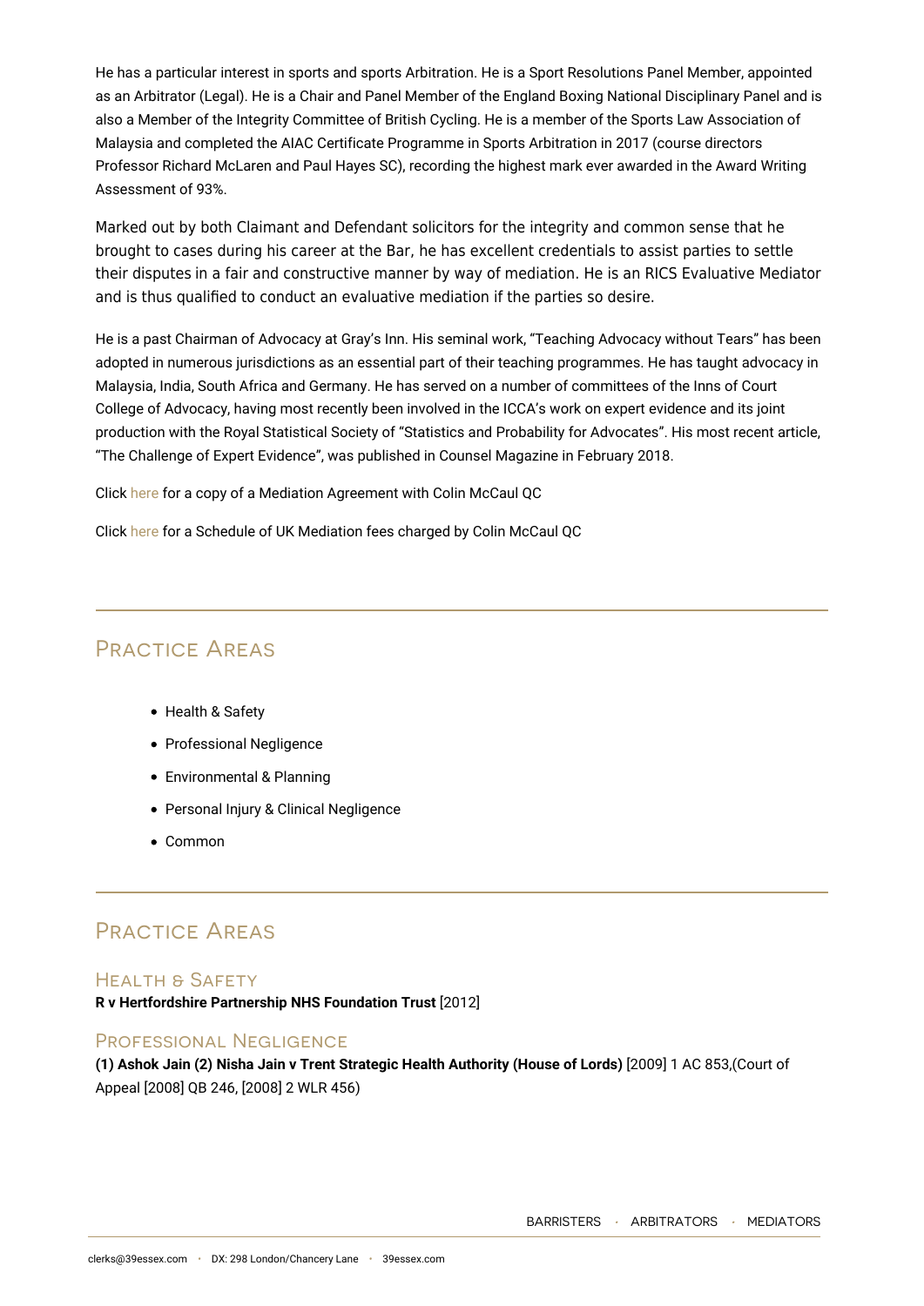He has a particular interest in sports and sports Arbitration. He is a Sport Resolutions Panel Member, appointed as an Arbitrator (Legal). He is a Chair and Panel Member of the England Boxing National Disciplinary Panel and is also a Member of the Integrity Committee of British Cycling. He is a member of the Sports Law Association of Malaysia and completed the AIAC Certificate Programme in Sports Arbitration in 2017 (course directors Professor Richard McLaren and Paul Hayes SC), recording the highest mark ever awarded in the Award Writing Assessment of 93%.

Marked out by both Claimant and Defendant solicitors for the integrity and common sense that he brought to cases during his career at the Bar, he has excellent credentials to assist parties to settle their disputes in a fair and constructive manner by way of mediation. He is an RICS Evaluative Mediator and is thus qualified to conduct an evaluative mediation if the parties so desire.

He is a past Chairman of Advocacy at Gray's Inn. His seminal work, "Teaching Advocacy without Tears" has been adopted in numerous jurisdictions as an essential part of their teaching programmes. He has taught advocacy in Malaysia, India, South Africa and Germany. He has served on a number of committees of the Inns of Court College of Advocacy, having most recently been involved in the ICCA's work on expert evidence and its joint production with the Royal Statistical Society of "Statistics and Probability for Advocates". His most recent article, "The Challenge of Expert Evidence", was published in Counsel Magazine in February 2018.

Click here for a copy of a Mediation Agreement with Colin McCaul QC

Click here for a Schedule of UK Mediation fees charged by Colin McCaul QC

## Practice Areas

- Health & Safety
- Professional Negligence
- Environmental & Planning
- Personal Injury & Clinical Negligence
- Common

## Practice Areas

### Health & Safety

**R v Hertfordshire Partnership NHS Foundation Trust** [2012]

### Professional Negligence

**(1) Ashok Jain (2) Nisha Jain v Trent Strategic Health Authority (House of Lords)** [2009] 1 AC 853,(Court of Appeal [2008] QB 246, [2008] 2 WLR 456)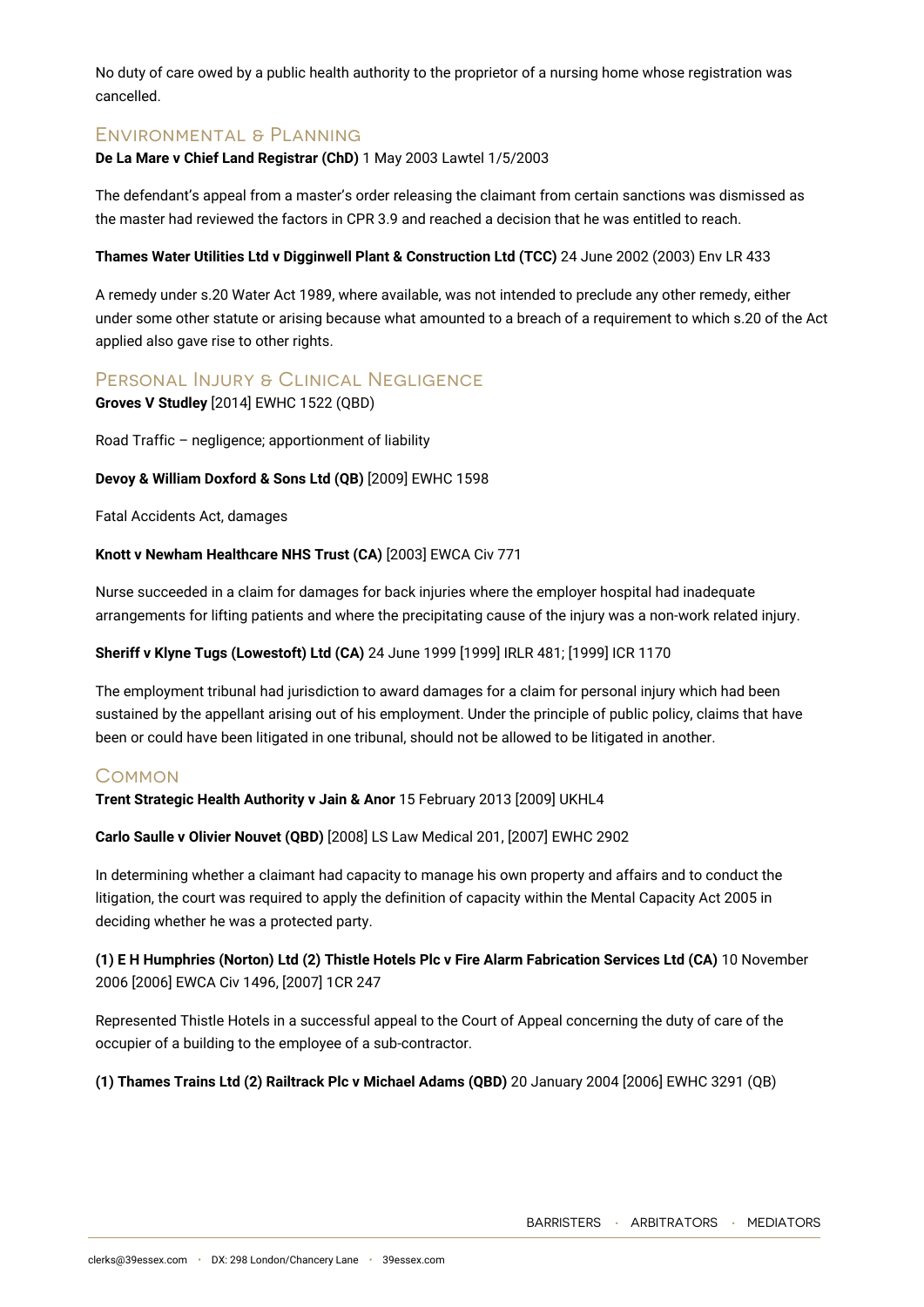No duty of care owed by a public health authority to the proprietor of a nursing home whose registration was cancelled.

## Environmental & Planning

**De La Mare v Chief Land Registrar (ChD)** 1 May 2003 Lawtel 1/5/2003

The defendant's appeal from a master's order releasing the claimant from certain sanctions was dismissed as the master had reviewed the factors in CPR 3.9 and reached a decision that he was entitled to reach.

**Thames Water Utilities Ltd v Digginwell Plant & Construction Ltd (TCC)** 24 June 2002 (2003) Env LR 433

A remedy under s.20 Water Act 1989, where available, was not intended to preclude any other remedy, either under some other statute or arising because what amounted to a breach of a requirement to which s.20 of the Act applied also gave rise to other rights.

## Personal Injury & Clinical Negligence

**Groves V Studley** [2014] EWHC 1522 (QBD)

Road Traffic – negligence; apportionment of liability

**Devoy & William Doxford & Sons Ltd (QB)** [2009] EWHC 1598

Fatal Accidents Act, damages

**Knott v Newham Healthcare NHS Trust (CA)** [2003] EWCA Civ 771

Nurse succeeded in a claim for damages for back injuries where the employer hospital had inadequate arrangements for lifting patients and where the precipitating cause of the injury was a non-work related injury.

**Sheriff v Klyne Tugs (Lowestoft) Ltd (CA)** 24 June 1999 [1999] IRLR 481; [1999] ICR 1170

The employment tribunal had jurisdiction to award damages for a claim for personal injury which had been sustained by the appellant arising out of his employment. Under the principle of public policy, claims that have been or could have been litigated in one tribunal, should not be allowed to be litigated in another.

## Common

**Trent Strategic Health Authority v Jain & Anor** 15 February 2013 [2009] UKHL4

**Carlo Saulle v Olivier Nouvet (QBD)** [2008] LS Law Medical 201, [2007] EWHC 2902

In determining whether a claimant had capacity to manage his own property and affairs and to conduct the litigation, the court was required to apply the definition of capacity within the Mental Capacity Act 2005 in deciding whether he was a protected party.

**(1) E H Humphries (Norton) Ltd (2) Thistle Hotels Plc v Fire Alarm Fabrication Services Ltd (CA)** 10 November 2006 [2006] EWCA Civ 1496, [2007] 1CR 247

Represented Thistle Hotels in a successful appeal to the Court of Appeal concerning the duty of care of the occupier of a building to the employee of a sub-contractor.

**(1) Thames Trains Ltd (2) Railtrack Plc v Michael Adams (QBD)** 20 January 2004 [2006] EWHC 3291 (QB)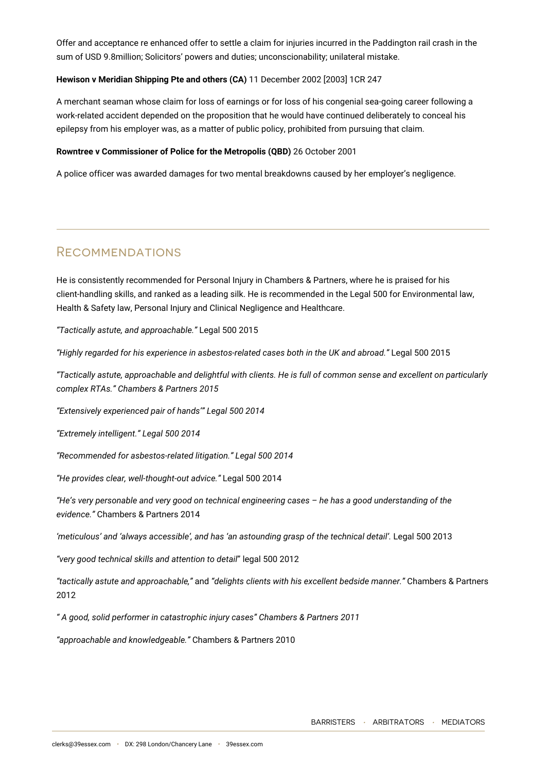Offer and acceptance re enhanced offer to settle a claim for injuries incurred in the Paddington rail crash in the sum of USD 9.8million; Solicitors' powers and duties; unconscionability; unilateral mistake.

**Hewison v Meridian Shipping Pte and others (CA)** 11 December 2002 [2003] 1CR 247

A merchant seaman whose claim for loss of earnings or for loss of his congenial sea-going career following a work-related accident depended on the proposition that he would have continued deliberately to conceal his epilepsy from his employer was, as a matter of public policy, prohibited from pursuing that claim.

**Rowntree v Commissioner of Police for the Metropolis (QBD)** 26 October 2001

A police officer was awarded damages for two mental breakdowns caused by her employer's negligence.

## Recommendations

He is consistently recommended for Personal Injury in Chambers & Partners, where he is praised for his client-handling skills, and ranked as a leading silk. He is recommended in the Legal 500 for Environmental law, Health & Safety law, Personal Injury and Clinical Negligence and Healthcare.

*"Tactically astute, and approachable."* Legal 500 2015

*"Highly regarded for his experience in asbestos-related cases both in the UK and abroad."* Legal 500 2015

*"Tactically astute, approachable and delightful with clients. He is full of common sense and excellent on particularly complex RTAs." Chambers & Partners 2015*

*"Extensively experienced pair of hands'" Legal 500 2014*

*"Extremely intelligent." Legal 500 2014*

*"Recommended for asbestos-related litigation." Legal 500 2014*

*"He provides clear, well-thought-out advice."* Legal 500 2014

*"He's very personable and very good on technical engineering cases – he has a good understanding of the evidence."* Chambers & Partners 2014

*'meticulous' and 'always accessible', and has 'an astounding grasp of the technical detail'.* Legal 500 2013

*"very good technical skills and attention to detail*" legal 500 2012

*"tactically astute and approachable,"* and *"delights clients with his excellent bedside manner."* Chambers & Partners 2012

*" A good, solid performer in catastrophic injury cases" Chambers & Partners 2011*

*"approachable and knowledgeable."* Chambers & Partners 2010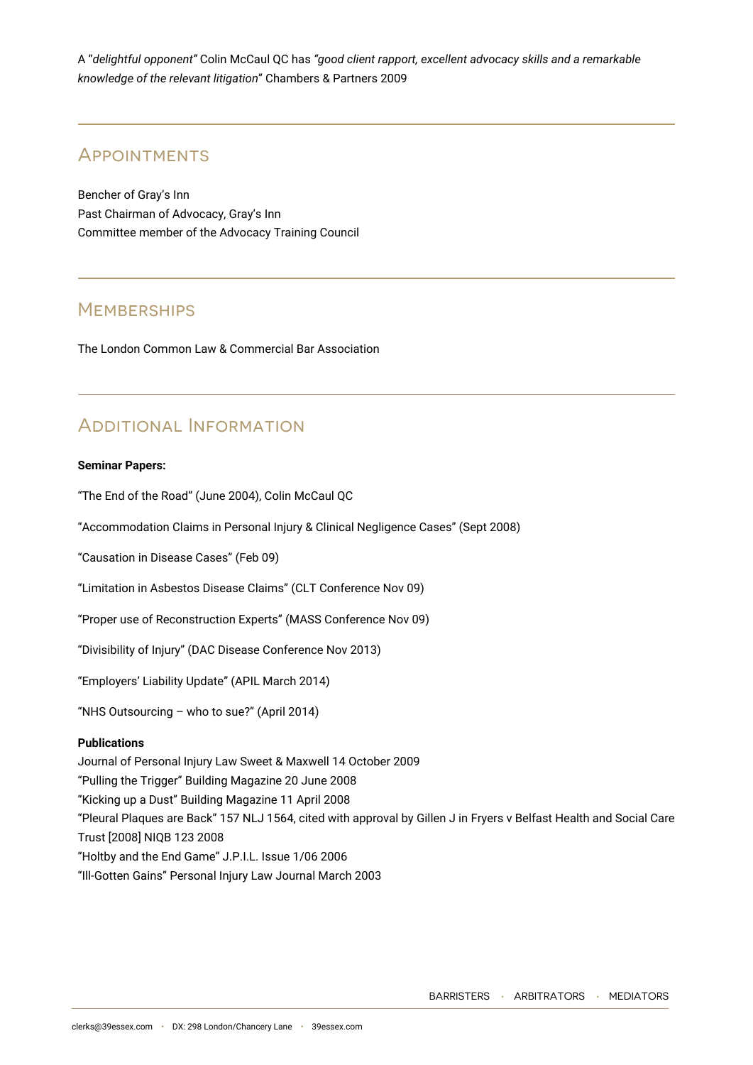A "*delightful opponent*" Colin McCaul QC has *"good client rapport, excellent advocacy skills and a remarkable knowledge of the relevant litigation*" Chambers & Partners 2009

## Appointments

Bencher of Gray's Inn
Past Chairman of Advocacy, Gray's Inn
Committee member of the Advocacy Training Council

## Memberships

The London Common Law & Commercial Bar Association

## Additional Information

**Seminar Papers:**

"The End of the Road" (June 2004), Colin McCaul QC

"Accommodation Claims in Personal Injury & Clinical Negligence Cases" (Sept 2008)

"Causation in Disease Cases" (Feb 09)

"Limitation in Asbestos Disease Claims" (CLT Conference Nov 09)

"Proper use of Reconstruction Experts" (MASS Conference Nov 09)

"Divisibility of Injury" (DAC Disease Conference Nov 2013)

"Employers' Liability Update" (APIL March 2014)

"NHS Outsourcing – who to sue?" (April 2014)

**Publications**

Journal of Personal Injury Law Sweet & Maxwell 14 October 2009
"Pulling the Trigger" Building Magazine 20 June 2008
"Kicking up a Dust" Building Magazine 11 April 2008
"Pleural Plaques are Back" 157 NLJ 1564, cited with approval by Gillen J in Fryers v Belfast Health and Social Care Trust [2008] NIQB 123 2008
"Holtby and the End Game" J.P.I.L. Issue 1/06 2006
"Ill-Gotten Gains" Personal Injury Law Journal March 2003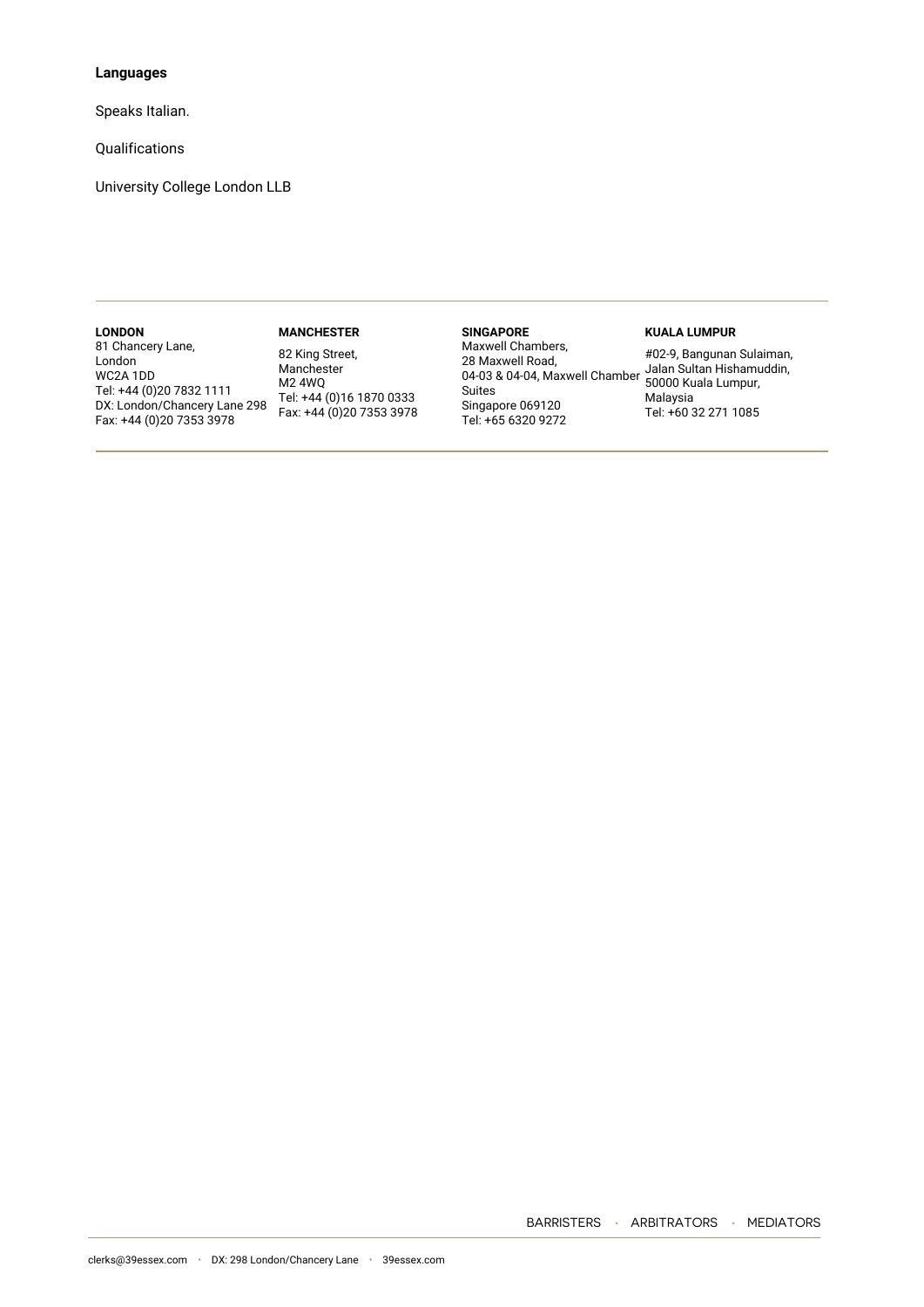**Languages**

Speaks Italian.

Qualifications

University College London LLB

**LONDON**
81 Chancery Lane,
London
WC2A 1DD
Tel: +44 (0)20 7832 1111
DX: London/Chancery Lane 298
Fax: +44 (0)20 7353 3978

**MANCHESTER**
82 King Street,
Manchester
M2 4WQ
Tel: +44 (0)16 1870 0333
Fax: +44 (0)20 7353 3978

**SINGAPORE**
Maxwell Chambers,
28 Maxwell Road,
04-03 & 04-04, Maxwell Chamber Suites
Singapore 069120
Tel: +65 6320 9272

**KUALA LUMPUR**
#02-9, Bangunan Sulaiman,
Jalan Sultan Hishamuddin,
50000 Kuala Lumpur,
Malaysia
Tel: +60 32 271 1085

BARRISTERS · ARBITRATORS · MEDIATORS

clerks@39essex.com • DX: 298 London/Chancery Lane • 39essex.com